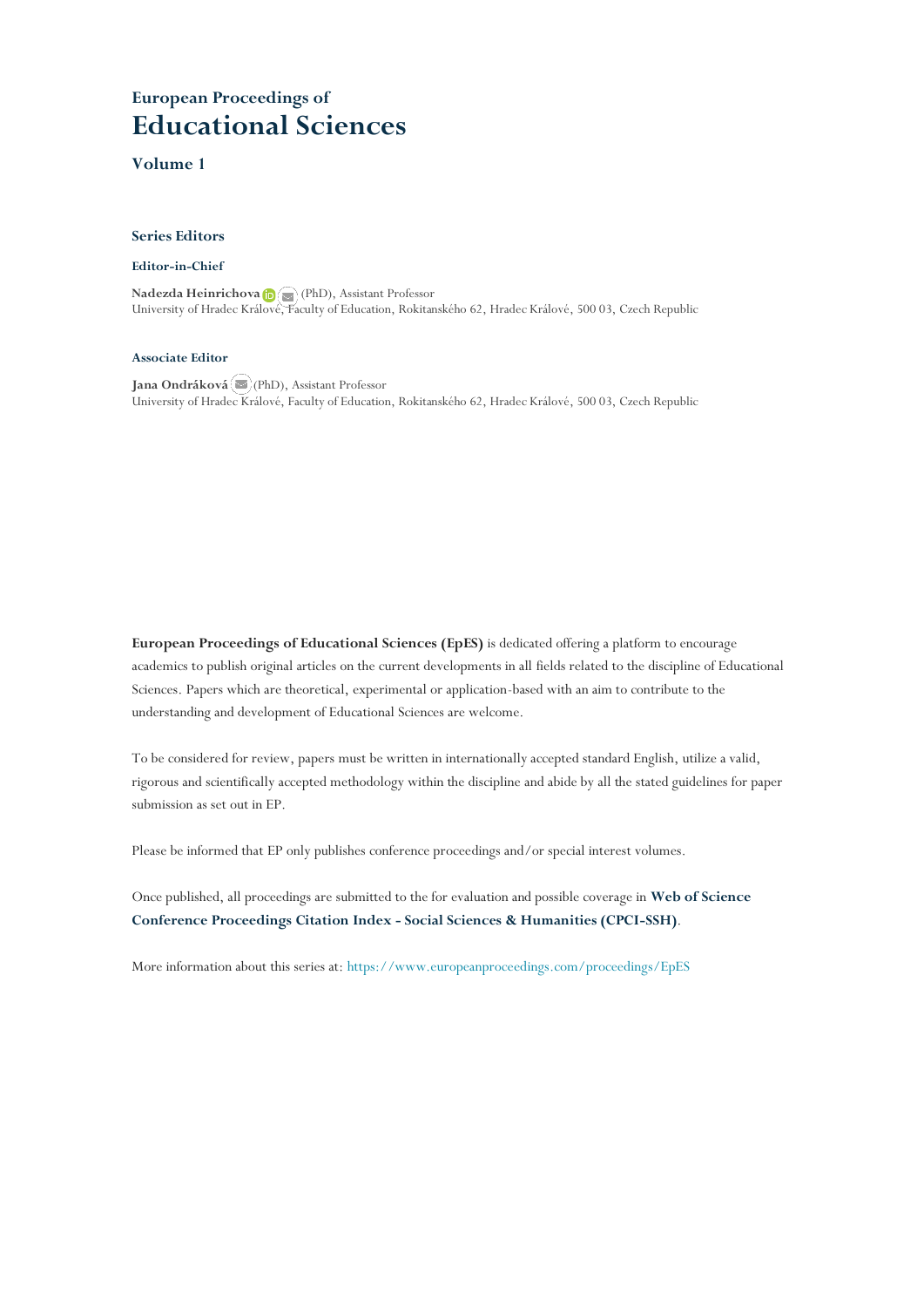## European Proceedings of

# Educational Sciences

### Volume 1

#### Series Editors

##### Editor-in-Chief

**Nadezda Heinrichova** (PhD), Assistant Professor
University of Hradec Králové, Faculty of Education, Rokitanského 62, Hradec Králové, 500 03, Czech Republic

##### Associate Editor

**Jana Ondráková** (PhD), Assistant Professor
University of Hradec Králové, Faculty of Education, Rokitanského 62, Hradec Králové, 500 03, Czech Republic

**European Proceedings of Educational Sciences (EpES)** is dedicated offering a platform to encourage academics to publish original articles on the current developments in all fields related to the discipline of Educational Sciences. Papers which are theoretical, experimental or application-based with an aim to contribute to the understanding and development of Educational Sciences are welcome.

To be considered for review, papers must be written in internationally accepted standard English, utilize a valid, rigorous and scientifically accepted methodology within the discipline and abide by all the stated guidelines for paper submission as set out in EP.

Please be informed that EP only publishes conference proceedings and/or special interest volumes.

Once published, all proceedings are submitted to the for evaluation and possible coverage in **Web of Science Conference Proceedings Citation Index - Social Sciences & Humanities (CPCI-SSH)**.

More information about this series at: https://www.europeanproceedings.com/proceedings/EpES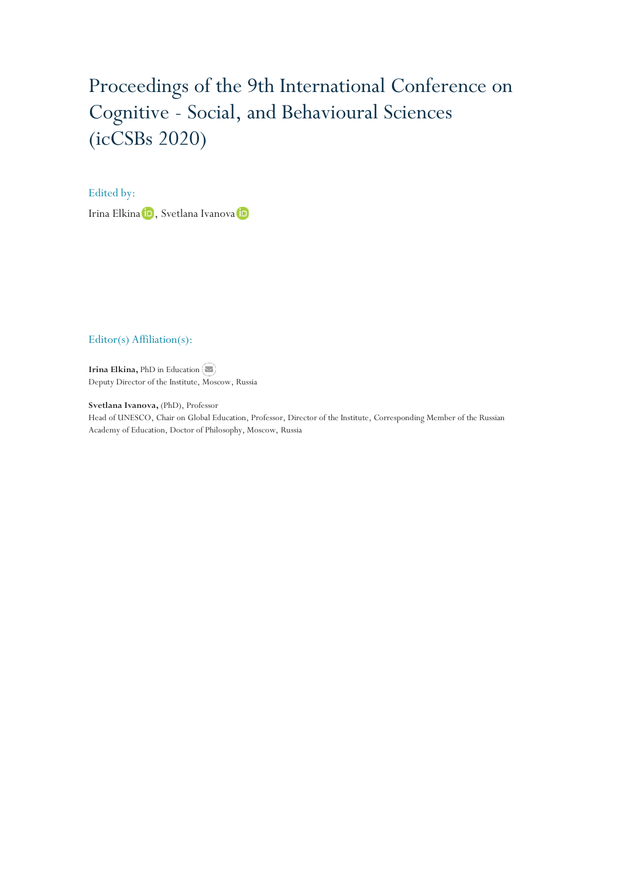# Proceedings of the 9th International Conference on Cognitive - Social, and Behavioural Sciences (icCSBs 2020)

Edited by:

Irina Elkina, Svetlana Ivanova

Editor(s) Affiliation(s):

**Irina Elkina,** PhD in Education
Deputy Director of the Institute, Moscow, Russia

**Svetlana Ivanova,** (PhD), Professor
Head of UNESCO, Chair on Global Education, Professor, Director of the Institute, Corresponding Member of the Russian Academy of Education, Doctor of Philosophy, Moscow, Russia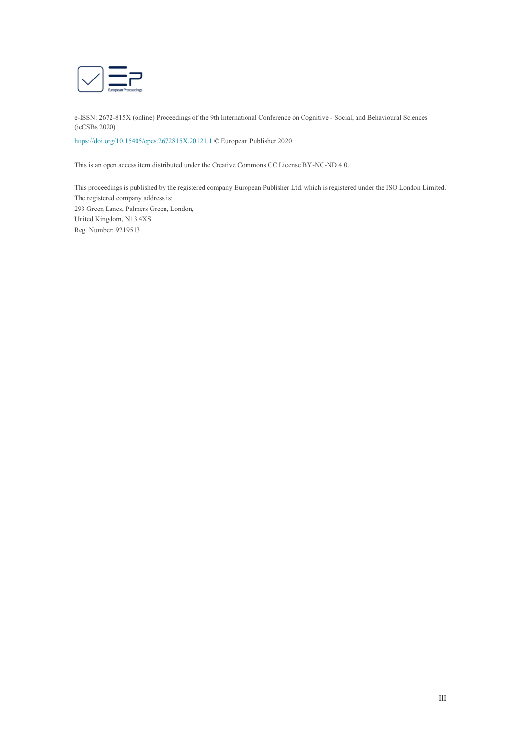e-ISSN: 2672-815X (online) Proceedings of the 9th International Conference on Cognitive - Social, and Behavioural Sciences (icCSBs 2020)

https://doi.org/10.15405/epes.2672815X.20121.1 © European Publisher 2020

This is an open access item distributed under the Creative Commons CC License BY-NC-ND 4.0.

This proceedings is published by the registered company European Publisher Ltd. which is registered under the ISO London Limited.
The registered company address is:
293 Green Lanes, Palmers Green, London,
United Kingdom, N13 4XS
Reg. Number: 9219513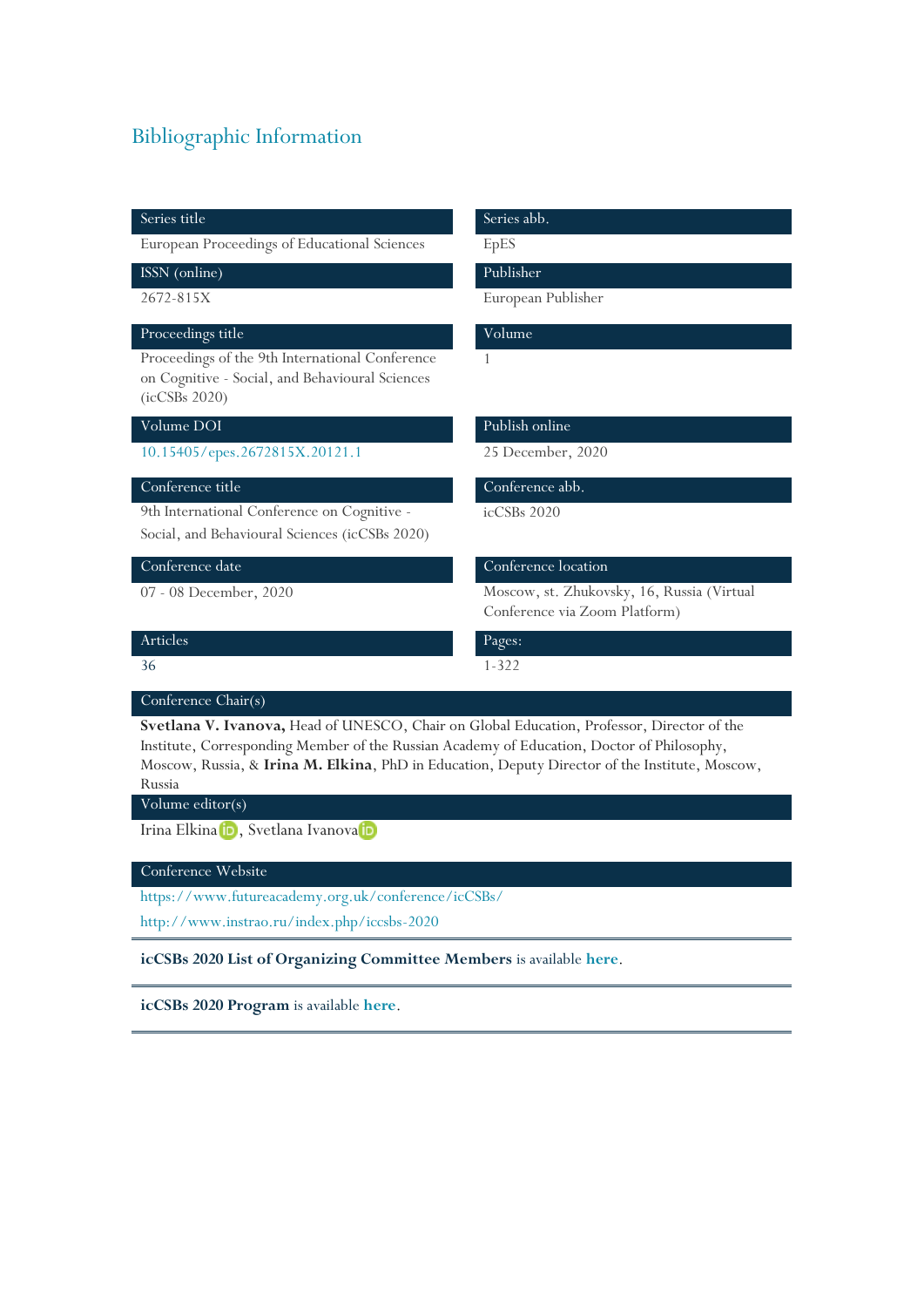# Bibliographic Information

| Series title | Series abb. |
| --- | --- |
| European Proceedings of Educational Sciences | EpES |
| **ISSN (online)** | **Publisher** |
| 2672-815X | European Publisher |
| **Proceedings title** | **Volume** |
| Proceedings of the 9th International Conference on Cognitive - Social, and Behavioural Sciences (icCSBs 2020) | 1 |
| **Volume DOI** | **Publish online** |
| 10.15405/epes.2672815X.20121.1 | 25 December, 2020 |
| **Conference title** | **Conference abb.** |
| 9th International Conference on Cognitive - Social, and Behavioural Sciences (icCSBs 2020) | icCSBs 2020 |
| **Conference date** | **Conference location** |
| 07 - 08 December, 2020 | Moscow, st. Zhukovsky, 16, Russia (Virtual Conference via Zoom Platform) |
| **Articles** | **Pages:** |
| 36 | 1-322 |

**Conference Chair(s)**

**Svetlana V. Ivanova,** Head of UNESCO, Chair on Global Education, Professor, Director of the Institute, Corresponding Member of the Russian Academy of Education, Doctor of Philosophy, Moscow, Russia, & **Irina M. Elkina**, PhD in Education, Deputy Director of the Institute, Moscow, Russia

**Volume editor(s)**

Irina Elkina, Svetlana Ivanova

**Conference Website**

https://www.futureacademy.org.uk/conference/icCSBs/

http://www.instrao.ru/index.php/iccsbs-2020

**icCSBs 2020 List of Organizing Committee Members** is available **here**.

**icCSBs 2020 Program** is available **here**.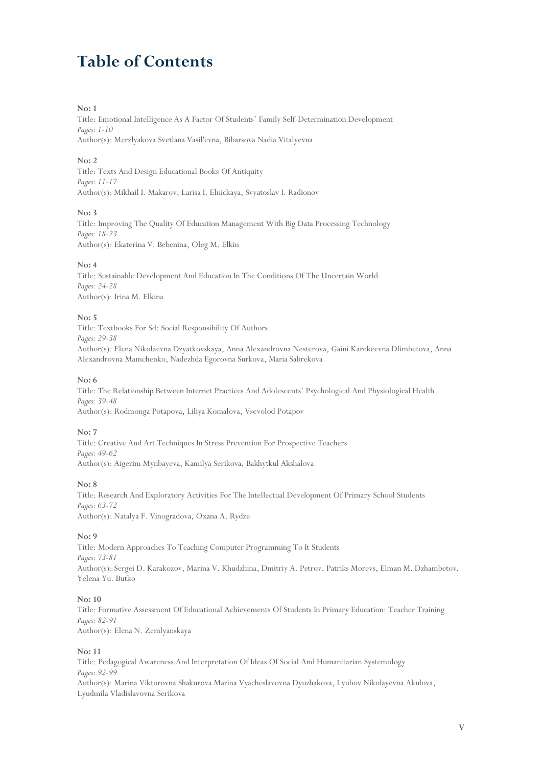# Table of Contents

**No: 1**
Title: Emotional Intelligence As A Factor Of Students' Family Self-Determination Development
*Pages: 1-10*
Author(s): Merzlyakova Svetlana Vasil'evna, Bibarsova Nadia Vitalyevna

**No: 2**
Title: Texts And Design Educational Books Of Antiquity
*Pages: 11-17*
Author(s): Mikhail I. Makarov, Larisa I. Elnickaya, Svyatoslav I. Radionov

**No: 3**
Title: Improving The Quality Of Education Management With Big Data Processing Technology
*Pages: 18-23*
Author(s): Ekaterina V. Bebenina, Oleg M. Elkin

**No: 4**
Title: Sustainable Development And Education In The Conditions Of The Uncertain World
*Pages: 24-28*
Author(s): Irina M. Elkina

**No: 5**
Title: Textbooks For Sd: Social Responsibility Of Authors
*Pages: 29-38*
Author(s): Elena Nikolaevna Dzyatkovskaya, Anna Alexandrovna Nesterova, Gaini Karekeevna Dlimbetova, Anna Alexandrovna Mamchenko, Nadezhda Egorovna Surkova, Maria Sabrekova

**No: 6**
Title: The Relationship Between Internet Practices And Adolescents' Psychological And Physiological Health
*Pages: 39-48*
Author(s): Rodmonga Potapova, Liliya Komalova, Vsevolod Potapov

**No: 7**
Title: Creative And Art Techniques In Stress Prevention For Prospective Teachers
*Pages: 49-62*
Author(s): Aigerim Mynbayeva, Kamilya Serikova, Bakhytkul Akshalova

**No: 8**
Title: Research And Exploratory Activities For The Intellectual Development Of Primary School Students
*Pages: 63-72*
Author(s): Natalya F. Vinogradova, Oxana A. Rydze

**No: 9**
Title: Modern Approaches To Teaching Computer Programming To It Students
*Pages: 73-81*
Author(s): Sergei D. Karakozov, Marina V. Khudzhina, Dmitriy A. Petrov, Patriks Morevs, Elman M. Dzhambetov, Yelena Yu. Butko

**No: 10**
Title: Formative Assessment Of Educational Achievements Of Students In Primary Education: Teacher Training
*Pages: 82-91*
Author(s): Elena N. Zemlyanskaya

**No: 11**
Title: Pedagogical Awareness And Interpretation Of Ideas Of Social And Humanitarian Systemology
*Pages: 92-99*
Author(s): Marina Viktorovna Shakurova Marina Vyacheslavovna Dyuzhakova, Lyubov Nikolayevna Akulova, Lyudmila Vladislavovna Serikova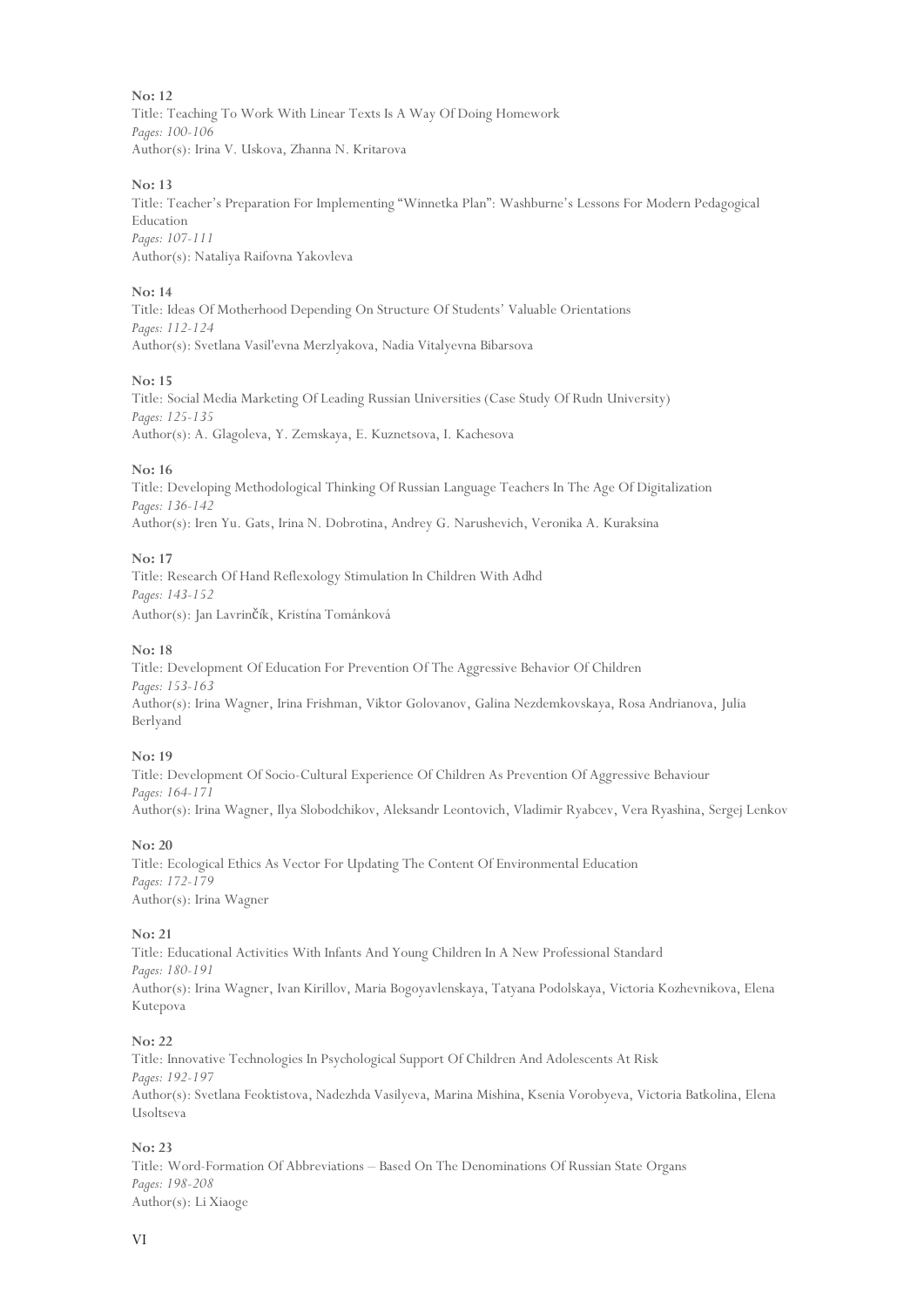**No: 12**
Title: Teaching To Work With Linear Texts Is A Way Of Doing Homework
*Pages: 100-106*
Author(s): Irina V. Uskova, Zhanna N. Kritarova

**No: 13**
Title: Teacher's Preparation For Implementing "Winnetka Plan": Washburne's Lessons For Modern Pedagogical Education
*Pages: 107-111*
Author(s): Nataliya Raifovna Yakovleva

**No: 14**
Title: Ideas Of Motherhood Depending On Structure Of Students' Valuable Orientations
*Pages: 112-124*
Author(s): Svetlana Vasil'evna Merzlyakova, Nadia Vitalyevna Bibarsova

**No: 15**
Title: Social Media Marketing Of Leading Russian Universities (Case Study Of Rudn University)
*Pages: 125-135*
Author(s): A. Glagoleva, Y. Zemskaya, E. Kuznetsova, I. Kachesova

**No: 16**
Title: Developing Methodological Thinking Of Russian Language Teachers In The Age Of Digitalization
*Pages: 136-142*
Author(s): Iren Yu. Gats, Irina N. Dobrotina, Andrey G. Narushevich, Veronika A. Kuraksina

**No: 17**
Title: Research Of Hand Reflexology Stimulation In Children With Adhd
*Pages: 143-152*
Author(s): Jan Lavrinčík, Kristína Tománková

**No: 18**
Title: Development Of Education For Prevention Of The Aggressive Behavior Of Children
*Pages: 153-163*
Author(s): Irina Wagner, Irina Frishman, Viktor Golovanov, Galina Nezdemkovskaya, Rosa Andrianova, Julia Berlyand

**No: 19**
Title: Development Of Socio-Cultural Experience Of Children As Prevention Of Aggressive Behaviour
*Pages: 164-171*
Author(s): Irina Wagner, Ilya Slobodchikov, Aleksandr Leontovich, Vladimir Ryabcev, Vera Ryashina, Sergej Lenkov

**No: 20**
Title: Ecological Ethics As Vector For Updating The Content Of Environmental Education
*Pages: 172-179*
Author(s): Irina Wagner

**No: 21**
Title: Educational Activities With Infants And Young Children In A New Professional Standard
*Pages: 180-191*
Author(s): Irina Wagner, Ivan Kirillov, Maria Bogoyavlenskaya, Tatyana Podolskaya, Victoria Kozhevnikova, Elena Kutepova

**No: 22**
Title: Innovative Technologies In Psychological Support Of Children And Adolescents At Risk
*Pages: 192-197*
Author(s): Svetlana Feoktistova, Nadezhda Vasilyeva, Marina Mishina, Ksenia Vorobyeva, Victoria Batkolina, Elena Usoltseva

**No: 23**
Title: Word-Formation Of Abbreviations – Based On The Denominations Of Russian State Organs
*Pages: 198-208*
Author(s): Li Xiaoge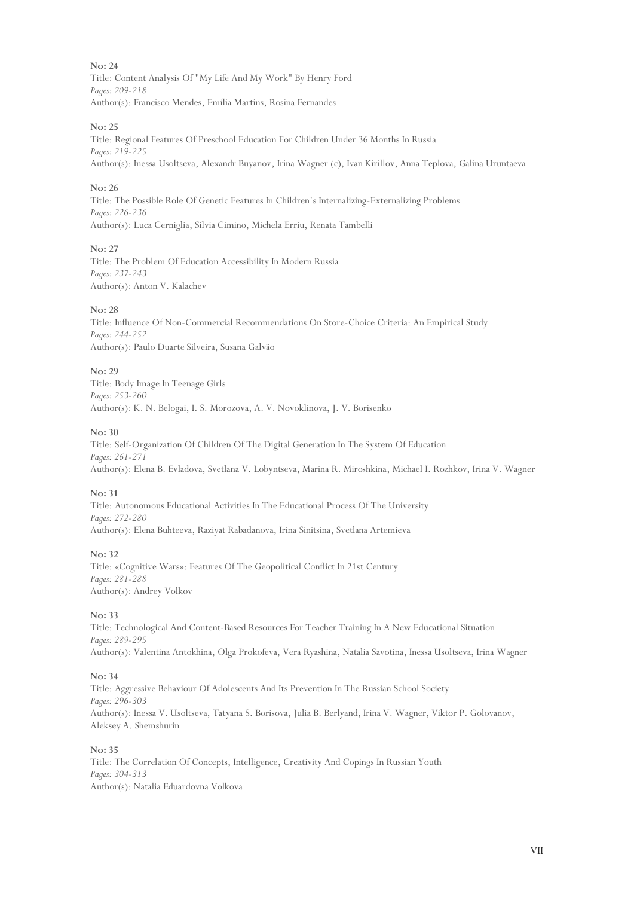**No: 24**

Title: Content Analysis Of "My Life And My Work" By Henry Ford

*Pages: 209-218*

Author(s): Francisco Mendes, Emília Martins, Rosina Fernandes

**No: 25**

Title: Regional Features Of Preschool Education For Children Under 36 Months In Russia

*Pages: 219-225*

Author(s): Inessa Usoltseva, Alexandr Buyanov, Irina Wagner (c), Ivan Kirillov, Anna Teplova, Galina Uruntaeva

**No: 26**

Title: The Possible Role Of Genetic Features In Children's Internalizing-Externalizing Problems

*Pages: 226-236*

Author(s): Luca Cerniglia, Silvia Cimino, Michela Erriu, Renata Tambelli

**No: 27**

Title: The Problem Of Education Accessibility In Modern Russia

*Pages: 237-243*

Author(s): Anton V. Kalachev

**No: 28**

Title: Influence Of Non-Commercial Recommendations On Store-Choice Criteria: An Empirical Study

*Pages: 244-252*

Author(s): Paulo Duarte Silveira, Susana Galvão

**No: 29**

Title: Body Image In Teenage Girls

*Pages: 253-260*

Author(s): K. N. Belogai, I. S. Morozova, A. V. Novoklinova, J. V. Borisenko

**No: 30**

Title: Self-Organization Of Children Of The Digital Generation In The System Of Education

*Pages: 261-271*

Author(s): Elena B. Evladova, Svetlana V. Lobyntseva, Marina R. Miroshkina, Michael I. Rozhkov, Irina V. Wagner

**No: 31**

Title: Autonomous Educational Activities In The Educational Process Of The University

*Pages: 272-280*

Author(s): Elena Buhteeva, Raziyat Rabadanova, Irina Sinitsina, Svetlana Artemieva

**No: 32**

Title: «Cognitive Wars»: Features Of The Geopolitical Conflict In 21st Century

*Pages: 281-288*

Author(s): Andrey Volkov

**No: 33**

Title: Technological And Content-Based Resources For Teacher Training In A New Educational Situation

*Pages: 289-295*

Author(s): Valentina Antokhina, Olga Prokofeva, Vera Ryashina, Natalia Savotina, Inessa Usoltseva, Irina Wagner

**No: 34**

Title: Aggressive Behaviour Of Adolescents And Its Prevention In The Russian School Society

*Pages: 296-303*

Author(s): Inessa V. Usoltseva, Tatyana S. Borisova, Julia B. Berlyand, Irina V. Wagner, Viktor P. Golovanov, Aleksey A. Shemshurin

**No: 35**

Title: The Correlation Of Concepts, Intelligence, Creativity And Copings In Russian Youth

*Pages: 304-313*

Author(s): Natalia Eduardovna Volkova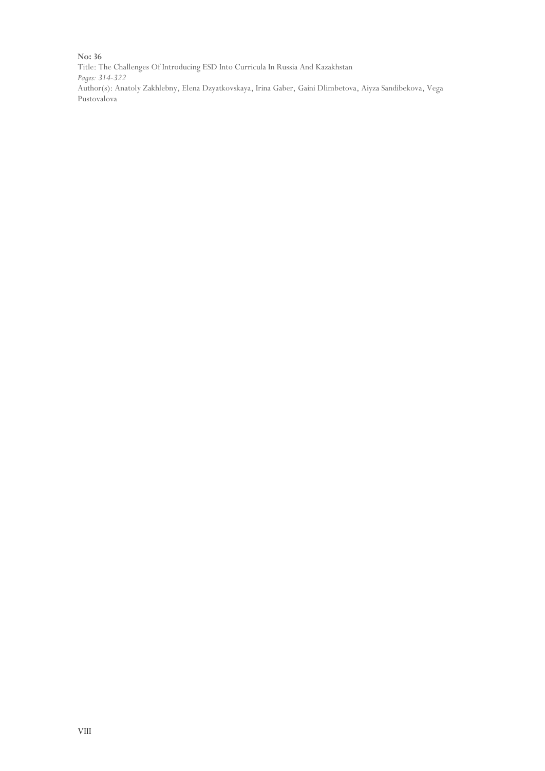**No: 36**
Title: The Challenges Of Introducing ESD Into Curricula In Russia And Kazakhstan
*Pages: 314-322*
Author(s): Anatoly Zakhlebny, Elena Dzyatkovskaya, Irina Gaber, Gaini Dlimbetova, Aiyza Sandibekova, Vega Pustovalova